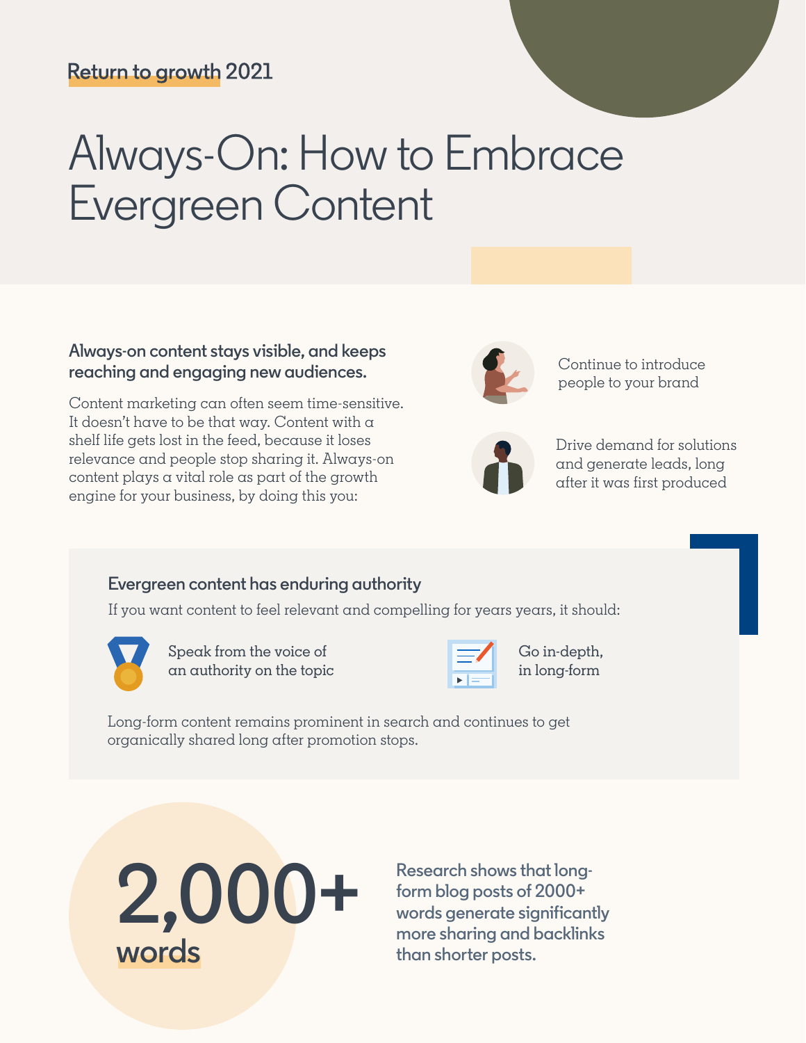Return to growth 2021

# Always-On: How to Embrace Evergreen Content

## Always-on content stays visible, and keeps reaching and engaging new audiences.

Content marketing can often seem time-sensitive. It doesn't have to be that way. Content with a shelf life gets lost in the feed, because it loses relevance and people stop sharing it. Always-on content plays a vital role as part of the growth engine for your business, by doing this you:

- Continue to introduce people to your brand
- Drive demand for solutions and generate leads, long after it was first produced

## Evergreen content has enduring authority

If you want content to feel relevant and compelling for years years, it should:

- Speak from the voice of an authority on the topic
- Go in-depth, in long-form

Long-form content remains prominent in search and continues to get organically shared long after promotion stops.

**2,000+ words**

Research shows that long-form blog posts of 2000+ words generate significantly more sharing and backlinks than shorter posts.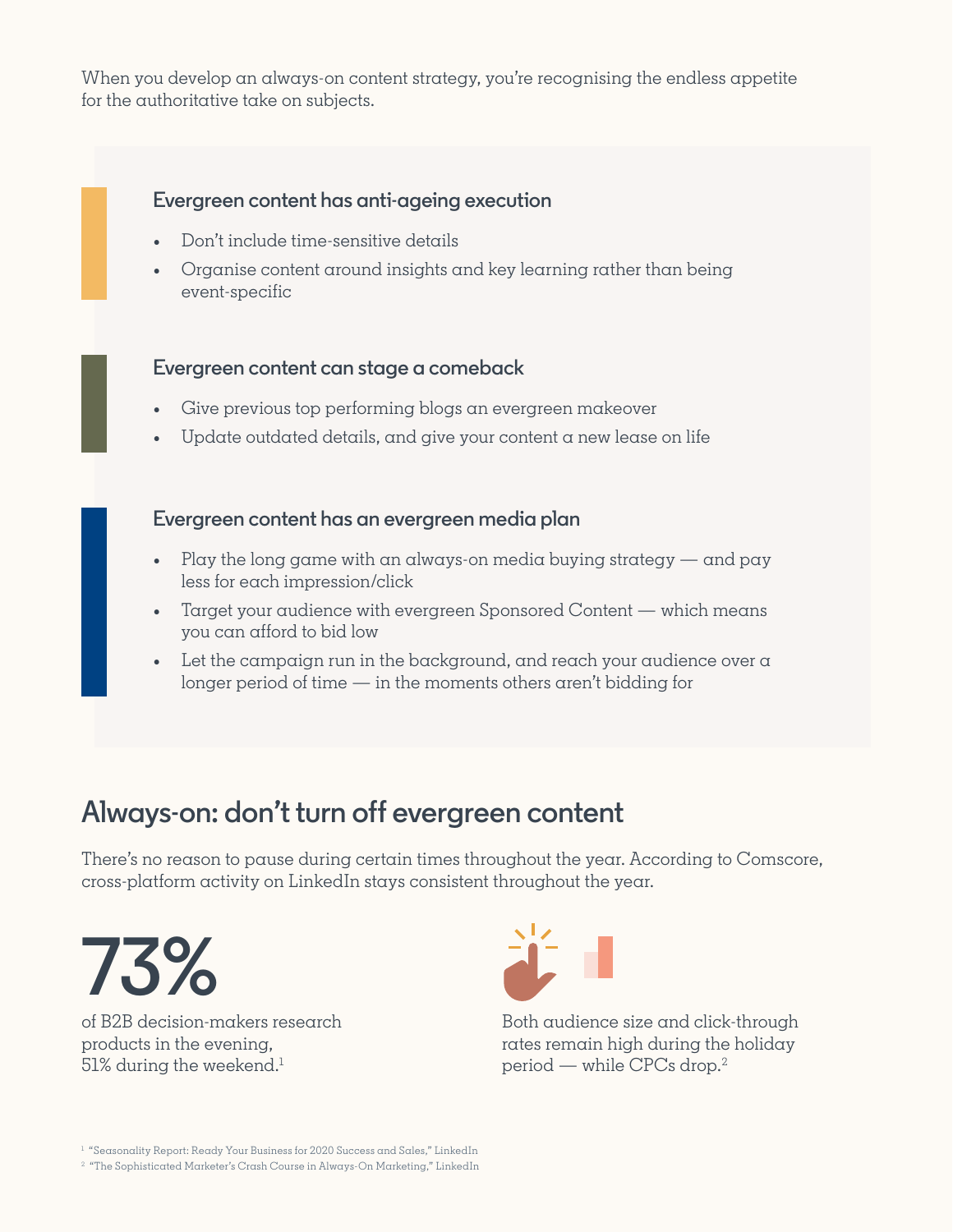When you develop an always-on content strategy, you're recognising the endless appetite for the authoritative take on subjects.

### Evergreen content has anti-ageing execution

- Don't include time-sensitive details
- Organise content around insights and key learning rather than being event-specific

### Evergreen content can stage a comeback

- Give previous top performing blogs an evergreen makeover
- Update outdated details, and give your content a new lease on life

### Evergreen content has an evergreen media plan

- Play the long game with an always-on media buying strategy — and pay less for each impression/click
- Target your audience with evergreen Sponsored Content — which means you can afford to bid low
- Let the campaign run in the background, and reach your audience over a longer period of time — in the moments others aren't bidding for

## Always-on: don't turn off evergreen content

There's no reason to pause during certain times throughout the year. According to Comscore, cross-platform activity on LinkedIn stays consistent throughout the year.

**73%**

of B2B decision-makers research products in the evening, 51% during the weekend.[1]

Both audience size and click-through rates remain high during the holiday period — while CPCs drop.[2]

[1] "Seasonality Report: Ready Your Business for 2020 Success and Sales," LinkedIn
[2] "The Sophisticated Marketer's Crash Course in Always-On Marketing," LinkedIn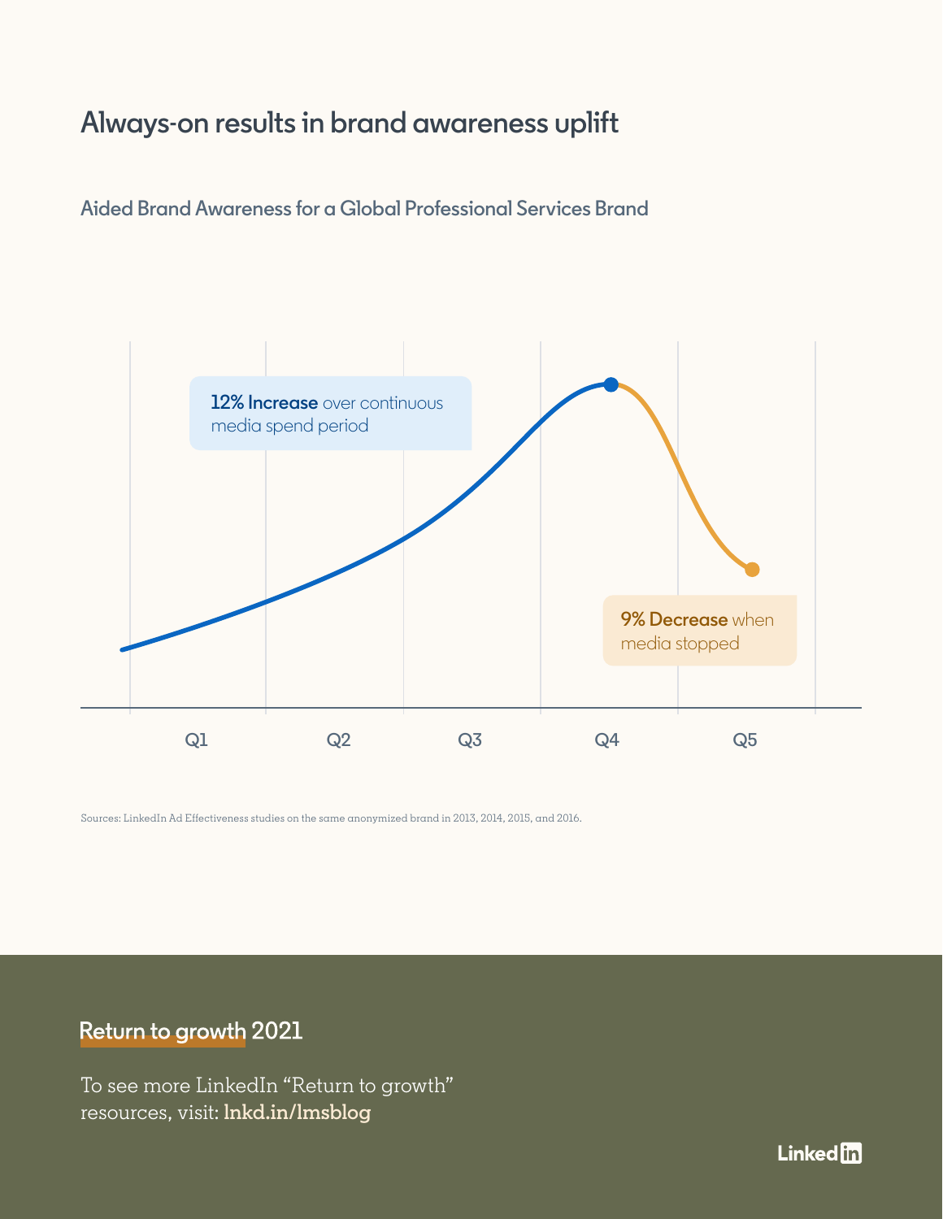# Always-on results in brand awareness uplift

Aided Brand Awareness for a Global Professional Services Brand

**12% Increase** over continuous media spend period

**9% Decrease** when media stopped

Q1

Q2

Q3

Q4

Q5

Sources: LinkedIn Ad Effectiveness studies on the same anonymized brand in 2013, 2014, 2015, and 2016.

**Return to growth 2021**

To see more LinkedIn "Return to growth" resources, visit: **lnkd.in/lmsblog**

LinkedIn